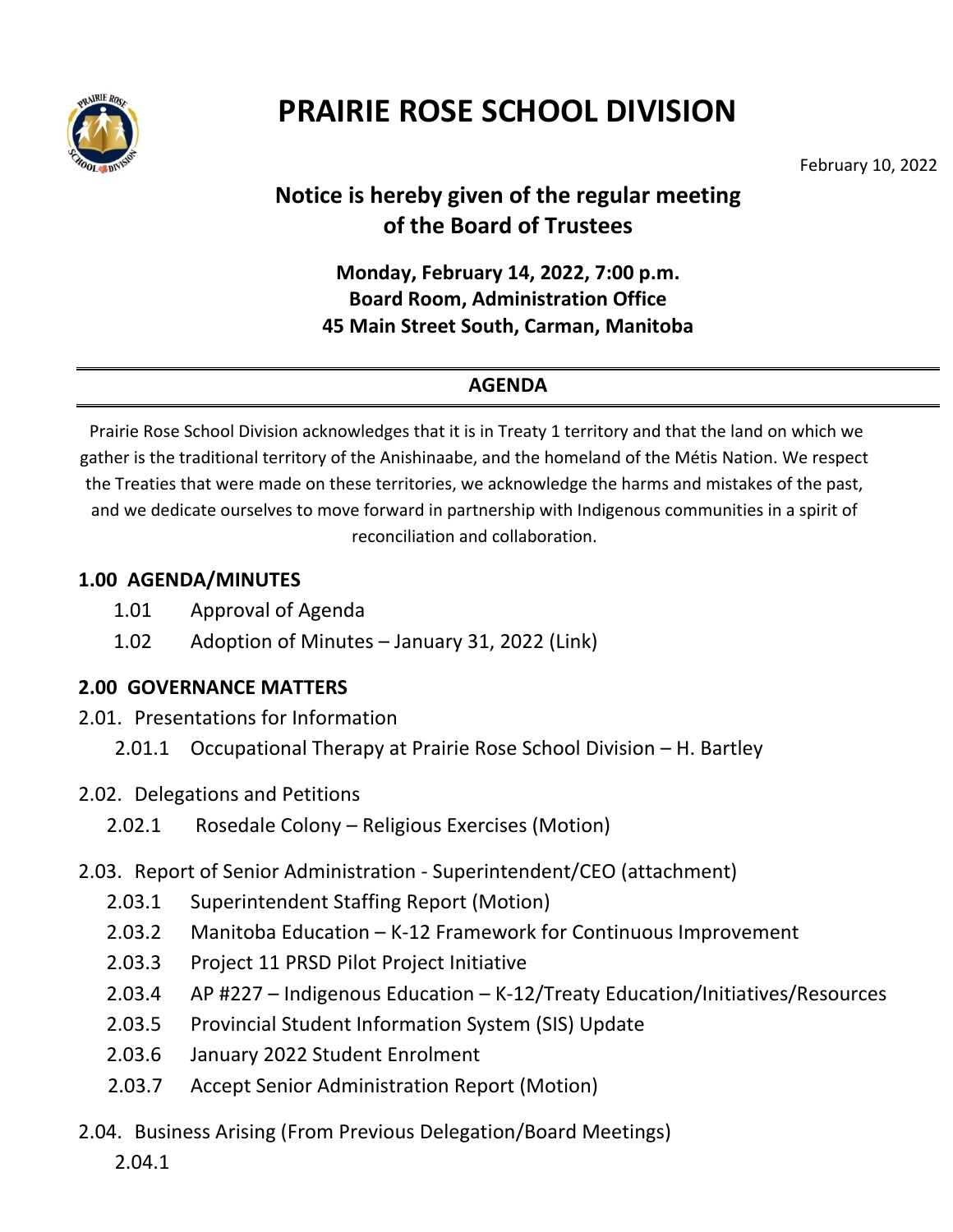# PRAIRIE ROSE SCHOOL DIVISION

February 10, 2022

## Notice is hereby given of the regular meeting of the Board of Trustees

**Monday, February 14, 2022, 7:00 p.m.**
**Board Room, Administration Office**
**45 Main Street South, Carman, Manitoba**

## AGENDA

Prairie Rose School Division acknowledges that it is in Treaty 1 territory and that the land on which we gather is the traditional territory of the Anishinaabe, and the homeland of the Métis Nation. We respect the Treaties that were made on these territories, we acknowledge the harms and mistakes of the past, and we dedicate ourselves to move forward in partnership with Indigenous communities in a spirit of reconciliation and collaboration.

### 1.00 AGENDA/MINUTES

1.01 Approval of Agenda

1.02 Adoption of Minutes – January 31, 2022 (Link)

### 2.00 GOVERNANCE MATTERS

2.01. Presentations for Information

2.01.1 Occupational Therapy at Prairie Rose School Division – H. Bartley

2.02. Delegations and Petitions

2.02.1 Rosedale Colony – Religious Exercises (Motion)

2.03. Report of Senior Administration - Superintendent/CEO (attachment)

2.03.1 Superintendent Staffing Report (Motion)

2.03.2 Manitoba Education – K-12 Framework for Continuous Improvement

2.03.3 Project 11 PRSD Pilot Project Initiative

2.03.4 AP #227 – Indigenous Education – K-12/Treaty Education/Initiatives/Resources

2.03.5 Provincial Student Information System (SIS) Update

2.03.6 January 2022 Student Enrolment

2.03.7 Accept Senior Administration Report (Motion)

2.04. Business Arising (From Previous Delegation/Board Meetings)

2.04.1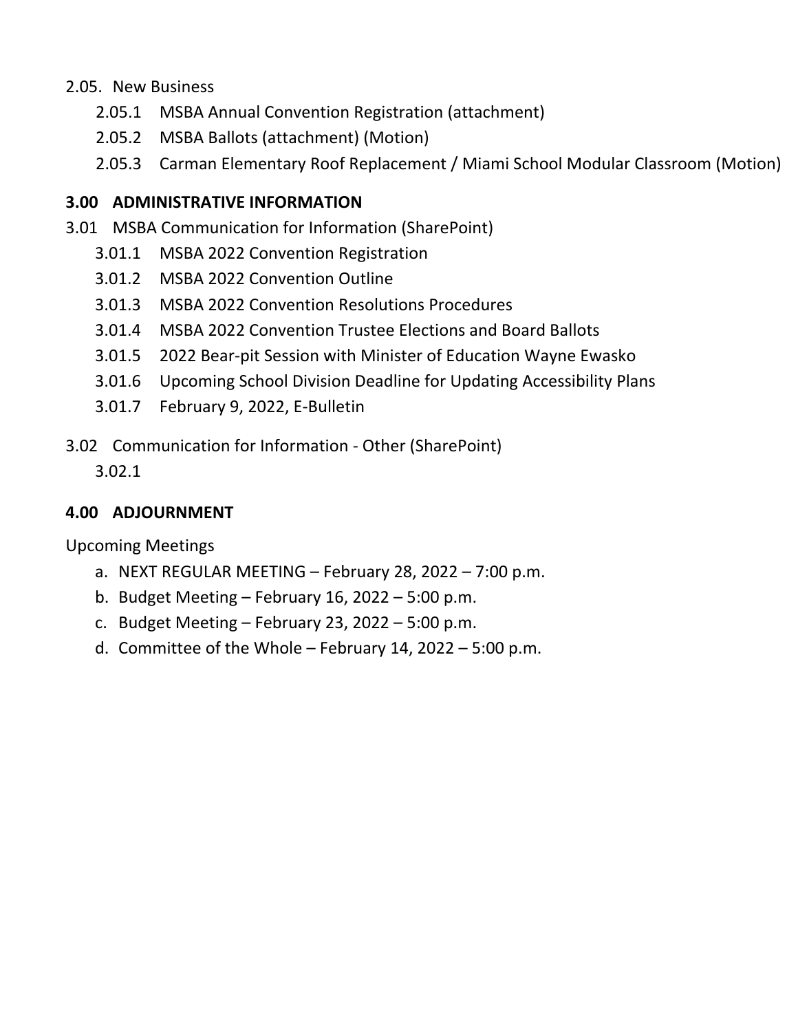2.05. New Business

- 2.05.1 MSBA Annual Convention Registration (attachment)
- 2.05.2 MSBA Ballots (attachment) (Motion)
- 2.05.3 Carman Elementary Roof Replacement / Miami School Modular Classroom (Motion)

**3.00 ADMINISTRATIVE INFORMATION**

3.01 MSBA Communication for Information (SharePoint)

- 3.01.1 MSBA 2022 Convention Registration
- 3.01.2 MSBA 2022 Convention Outline
- 3.01.3 MSBA 2022 Convention Resolutions Procedures
- 3.01.4 MSBA 2022 Convention Trustee Elections and Board Ballots
- 3.01.5 2022 Bear-pit Session with Minister of Education Wayne Ewasko
- 3.01.6 Upcoming School Division Deadline for Updating Accessibility Plans
- 3.01.7 February 9, 2022, E-Bulletin

3.02 Communication for Information - Other (SharePoint)

- 3.02.1

**4.00 ADJOURNMENT**

Upcoming Meetings

a. NEXT REGULAR MEETING – February 28, 2022 – 7:00 p.m.
b. Budget Meeting – February 16, 2022 – 5:00 p.m.
c. Budget Meeting – February 23, 2022 – 5:00 p.m.
d. Committee of the Whole – February 14, 2022 – 5:00 p.m.